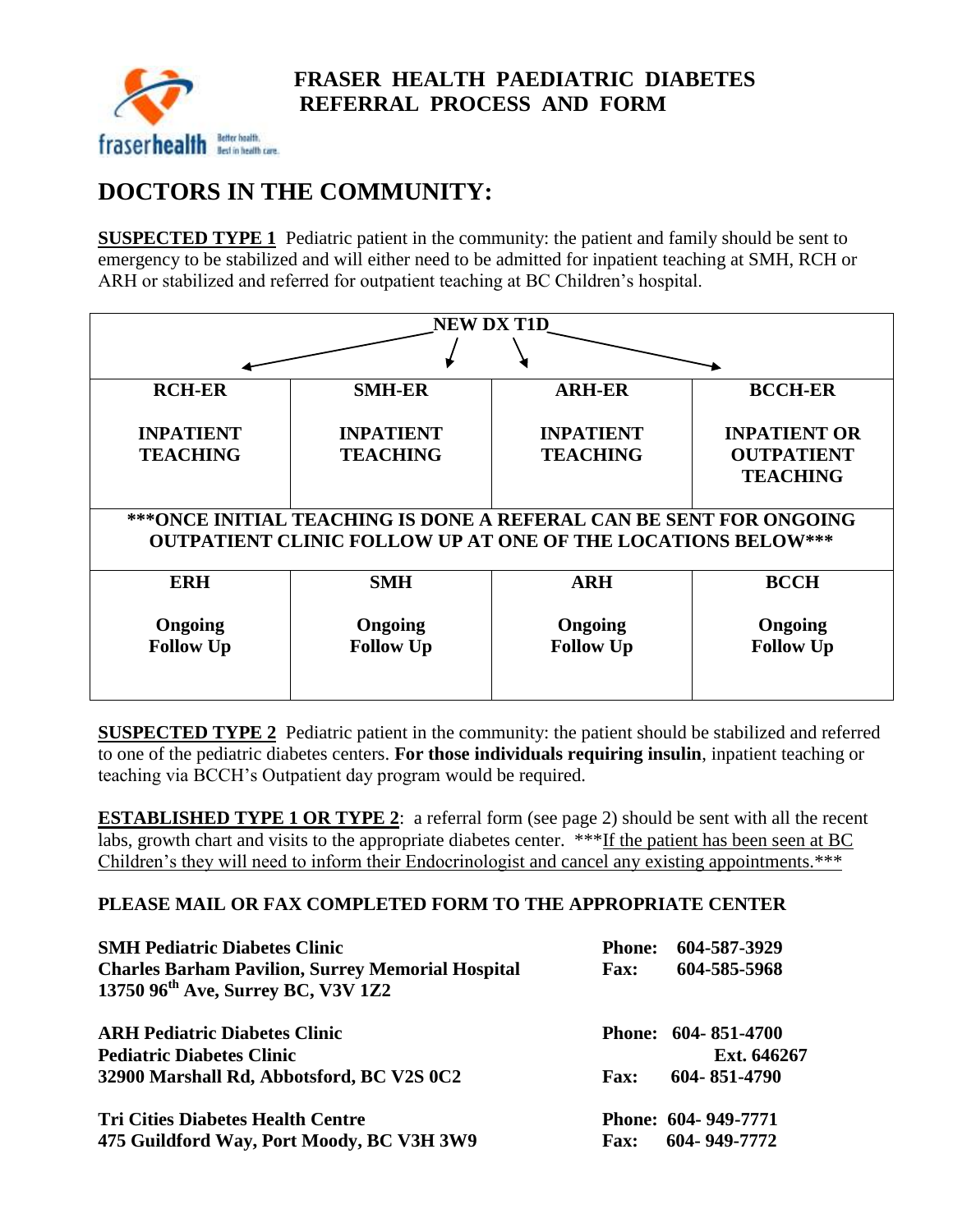# FRASER HEALTH PAEDIATRIC DIABETES REFERRAL PROCESS AND FORM

## DOCTORS IN THE COMMUNITY:

**SUSPECTED TYPE 1** Pediatric patient in the community: the patient and family should be sent to emergency to be stabilized and will either need to be admitted for inpatient teaching at SMH, RCH or ARH or stabilized and referred for outpatient teaching at BC Children's hospital.

| NEW DX T1D | | | |
|---|---|---|---|
| **RCH-ER**<br><br>**INPATIENT TEACHING** | **SMH-ER**<br><br>**INPATIENT TEACHING** | **ARH-ER**<br><br>**INPATIENT TEACHING** | **BCCH-ER**<br><br>**INPATIENT OR OUTPATIENT TEACHING** |
| **\*\*\*ONCE INITIAL TEACHING IS DONE A REFERAL CAN BE SENT FOR ONGOING OUTPATIENT CLINIC FOLLOW UP AT ONE OF THE LOCATIONS BELOW\*\*\*** | | | |
| **ERH**<br><br>**Ongoing Follow Up** | **SMH**<br><br>**Ongoing Follow Up** | **ARH**<br><br>**Ongoing Follow Up** | **BCCH**<br><br>**Ongoing Follow Up** |

**SUSPECTED TYPE 2** Pediatric patient in the community: the patient should be stabilized and referred to one of the pediatric diabetes centers. **For those individuals requiring insulin**, inpatient teaching or teaching via BCCH's Outpatient day program would be required.

**ESTABLISHED TYPE 1 OR TYPE 2**: a referral form (see page 2) should be sent with all the recent labs, growth chart and visits to the appropriate diabetes center. ***If the patient has been seen at BC Children's they will need to inform their Endocrinologist and cancel any existing appointments.***

**PLEASE MAIL OR FAX COMPLETED FORM TO THE APPROPRIATE CENTER**

**SMH Pediatric Diabetes Clinic**
**Charles Barham Pavilion, Surrey Memorial Hospital**
**13750 96th Ave, Surrey BC, V3V 1Z2**
**Phone:** 604-587-3929
**Fax:** 604-585-5968

**ARH Pediatric Diabetes Clinic**
**Pediatric Diabetes Clinic**
**32900 Marshall Rd, Abbotsford, BC V2S 0C2**
**Phone:** 604- 851-4700 Ext. 646267
**Fax:** 604- 851-4790

**Tri Cities Diabetes Health Centre**
**475 Guildford Way, Port Moody, BC V3H 3W9**
**Phone:** 604- 949-7771
**Fax:** 604- 949-7772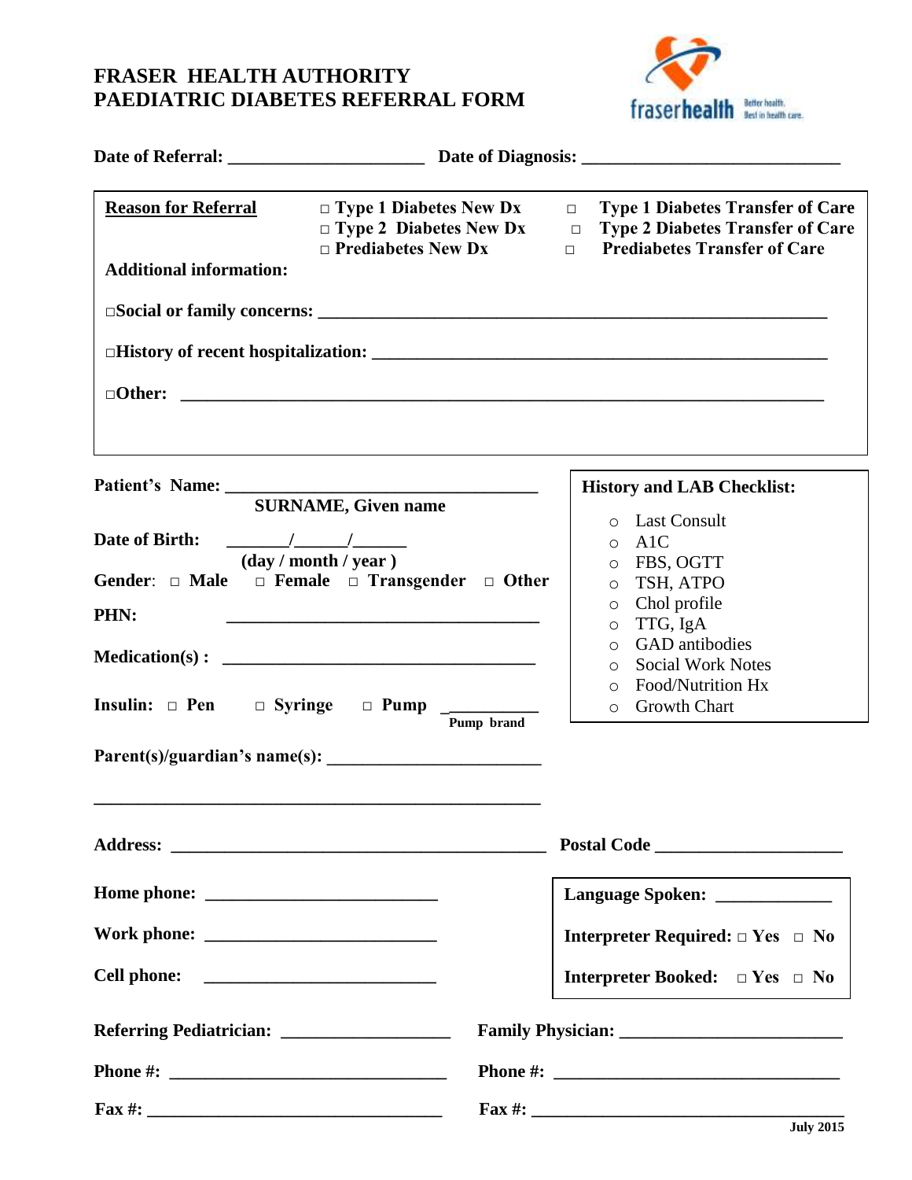# FRASER HEALTH AUTHORITY
# PAEDIATRIC DIABETES REFERRAL FORM

**Date of Referral:** ______________________ **Date of Diagnosis:** _____________________________

**Reason for Referral**

- □ Type 1 Diabetes New Dx
- □ Type 2 Diabetes New Dx
- □ Prediabetes New Dx
- □ Type 1 Diabetes Transfer of Care
- □ Type 2 Diabetes Transfer of Care
- □ Prediabetes Transfer of Care

**Additional information:**

□**Social or family concerns:** ___________________________________________________________

□**History of recent hospitalization:** ______________________________________________________

□**Other:** ___________________________________________________________________________

**Patient's Name:** ____________________________________
**SURNAME, Given name**

**Date of Birth:** _______/______/______
**(day / month / year )**

**Gender:** □ **Male** □ **Female** □ **Transgender** □ **Other**

**PHN:** ____________________________________

**Medication(s) :** ____________________________________

**Insulin:** □ **Pen** □ **Syringe** □ **Pump** __________
**Pump brand**

**Parent(s)/guardian's name(s):** ________________________

____________________________________________________

**History and LAB Checklist:**

- Last Consult
- A1C
- FBS, OGTT
- TSH, ATPO
- Chol profile
- TTG, IgA
- GAD antibodies
- Social Work Notes
- Food/Nutrition Hx
- Growth Chart

**Address:** ____________________________________________ **Postal Code** _____________________

**Home phone:** __________________________

**Work phone:** __________________________

**Cell phone:** __________________________

**Language Spoken:** _____________

**Interpreter Required:** □ **Yes** □ **No**

**Interpreter Booked:** □ **Yes** □ **No**

**Referring Pediatrician:** ___________________

**Phone #:** ________________________________

**Fax #:** __________________________________

**Family Physician:** _________________________

**Phone #:** ________________________________

**Fax #:** __________________________________

**July 2015**